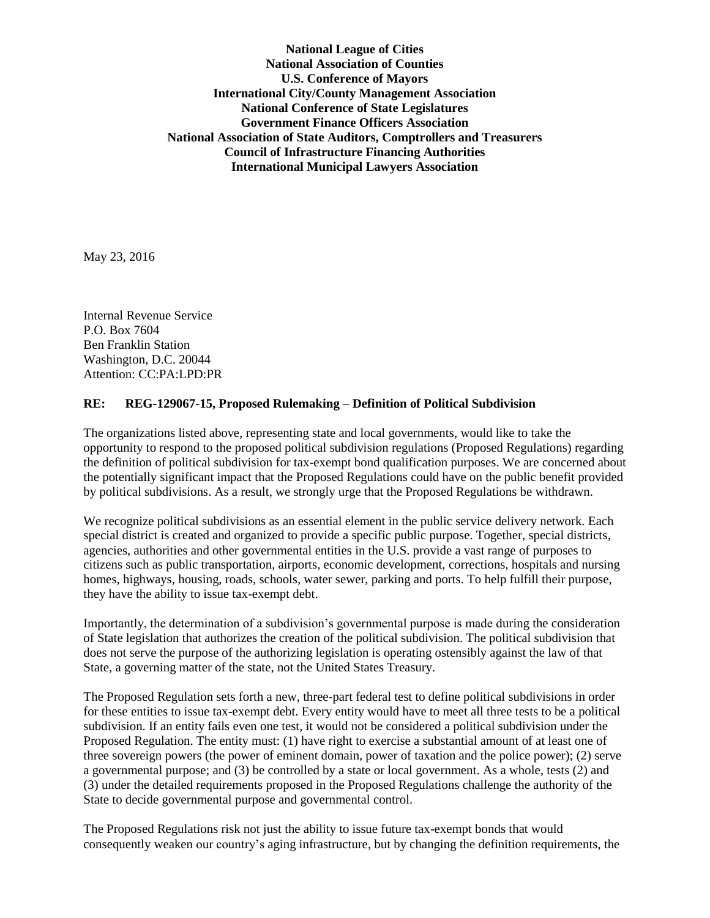**National League of Cities**
**National Association of Counties**
**U.S. Conference of Mayors**
**International City/County Management Association**
**National Conference of State Legislatures**
**Government Finance Officers Association**
**National Association of State Auditors, Comptrollers and Treasurers**
**Council of Infrastructure Financing Authorities**
**International Municipal Lawyers Association**

May 23, 2016

Internal Revenue Service
P.O. Box 7604
Ben Franklin Station
Washington, D.C. 20044
Attention: CC:PA:LPD:PR

**RE: REG-129067-15, Proposed Rulemaking – Definition of Political Subdivision**

The organizations listed above, representing state and local governments, would like to take the opportunity to respond to the proposed political subdivision regulations (Proposed Regulations) regarding the definition of political subdivision for tax-exempt bond qualification purposes. We are concerned about the potentially significant impact that the Proposed Regulations could have on the public benefit provided by political subdivisions. As a result, we strongly urge that the Proposed Regulations be withdrawn.

We recognize political subdivisions as an essential element in the public service delivery network. Each special district is created and organized to provide a specific public purpose. Together, special districts, agencies, authorities and other governmental entities in the U.S. provide a vast range of purposes to citizens such as public transportation, airports, economic development, corrections, hospitals and nursing homes, highways, housing, roads, schools, water sewer, parking and ports. To help fulfill their purpose, they have the ability to issue tax-exempt debt.

Importantly, the determination of a subdivision's governmental purpose is made during the consideration of State legislation that authorizes the creation of the political subdivision. The political subdivision that does not serve the purpose of the authorizing legislation is operating ostensibly against the law of that State, a governing matter of the state, not the United States Treasury.

The Proposed Regulation sets forth a new, three-part federal test to define political subdivisions in order for these entities to issue tax-exempt debt. Every entity would have to meet all three tests to be a political subdivision. If an entity fails even one test, it would not be considered a political subdivision under the Proposed Regulation. The entity must: (1) have right to exercise a substantial amount of at least one of three sovereign powers (the power of eminent domain, power of taxation and the police power); (2) serve a governmental purpose; and (3) be controlled by a state or local government. As a whole, tests (2) and (3) under the detailed requirements proposed in the Proposed Regulations challenge the authority of the State to decide governmental purpose and governmental control.

The Proposed Regulations risk not just the ability to issue future tax-exempt bonds that would consequently weaken our country's aging infrastructure, but by changing the definition requirements, the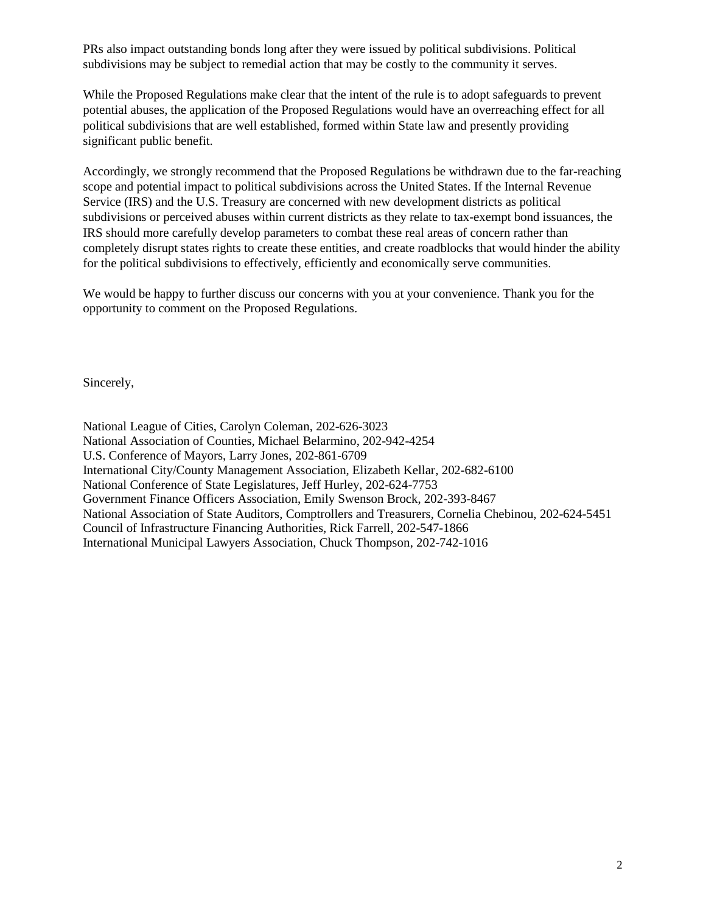PRs also impact outstanding bonds long after they were issued by political subdivisions. Political subdivisions may be subject to remedial action that may be costly to the community it serves.

While the Proposed Regulations make clear that the intent of the rule is to adopt safeguards to prevent potential abuses, the application of the Proposed Regulations would have an overreaching effect for all political subdivisions that are well established, formed within State law and presently providing significant public benefit.

Accordingly, we strongly recommend that the Proposed Regulations be withdrawn due to the far-reaching scope and potential impact to political subdivisions across the United States. If the Internal Revenue Service (IRS) and the U.S. Treasury are concerned with new development districts as political subdivisions or perceived abuses within current districts as they relate to tax-exempt bond issuances, the IRS should more carefully develop parameters to combat these real areas of concern rather than completely disrupt states rights to create these entities, and create roadblocks that would hinder the ability for the political subdivisions to effectively, efficiently and economically serve communities.

We would be happy to further discuss our concerns with you at your convenience. Thank you for the opportunity to comment on the Proposed Regulations.

Sincerely,

National League of Cities, Carolyn Coleman, 202-626-3023
National Association of Counties, Michael Belarmino, 202-942-4254
U.S. Conference of Mayors, Larry Jones, 202-861-6709
International City/County Management Association, Elizabeth Kellar, 202-682-6100
National Conference of State Legislatures, Jeff Hurley, 202-624-7753
Government Finance Officers Association, Emily Swenson Brock, 202-393-8467
National Association of State Auditors, Comptrollers and Treasurers, Cornelia Chebinou, 202-624-5451
Council of Infrastructure Financing Authorities, Rick Farrell, 202-547-1866
International Municipal Lawyers Association, Chuck Thompson, 202-742-1016